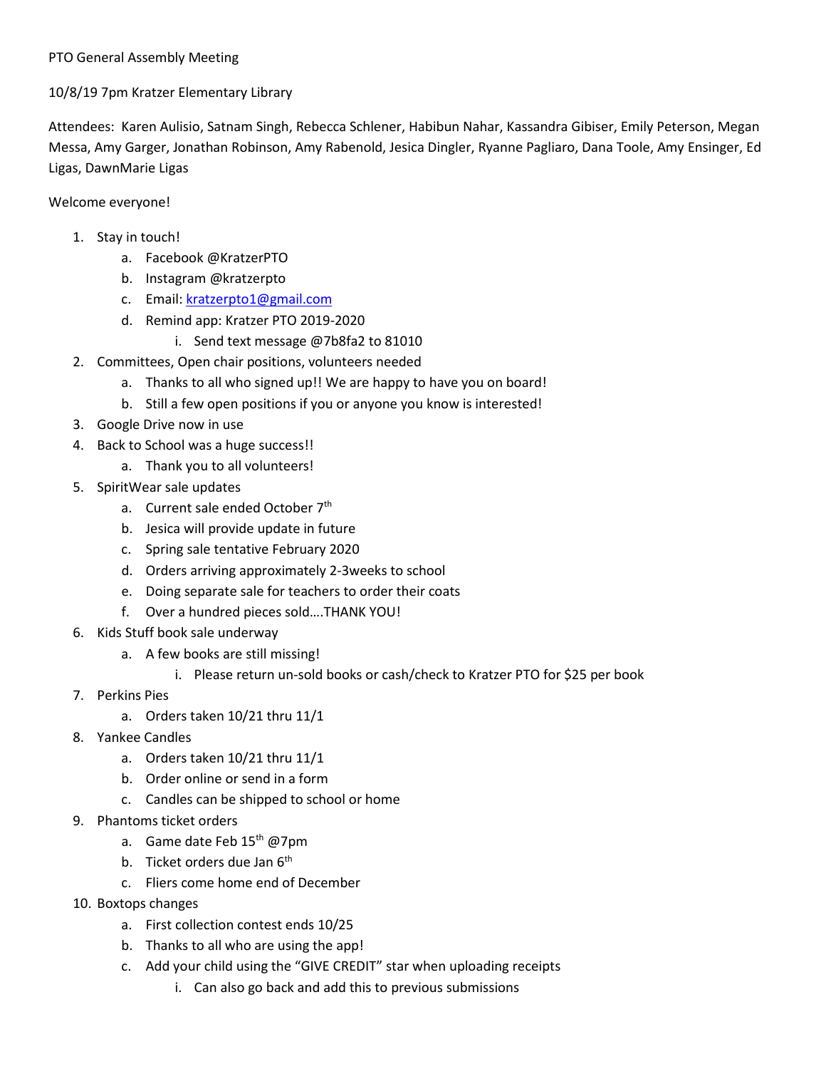PTO General Assembly Meeting

10/8/19 7pm Kratzer Elementary Library

Attendees: Karen Aulisio, Satnam Singh, Rebecca Schlener, Habibun Nahar, Kassandra Gibiser, Emily Peterson, Megan Messa, Amy Garger, Jonathan Robinson, Amy Rabenold, Jesica Dingler, Ryanne Pagliaro, Dana Toole, Amy Ensinger, Ed Ligas, DawnMarie Ligas

Welcome everyone!

1. Stay in touch!
    a. Facebook @KratzerPTO
    b. Instagram @kratzerpto
    c. Email: kratzerpto1@gmail.com
    d. Remind app: Kratzer PTO 2019-2020
        i. Send text message @7b8fa2 to 81010
2. Committees, Open chair positions, volunteers needed
    a. Thanks to all who signed up!! We are happy to have you on board!
    b. Still a few open positions if you or anyone you know is interested!
3. Google Drive now in use
4. Back to School was a huge success!!
    a. Thank you to all volunteers!
5. SpiritWear sale updates
    a. Current sale ended October 7th
    b. Jesica will provide update in future
    c. Spring sale tentative February 2020
    d. Orders arriving approximately 2-3weeks to school
    e. Doing separate sale for teachers to order their coats
    f. Over a hundred pieces sold….THANK YOU!
6. Kids Stuff book sale underway
    a. A few books are still missing!
        i. Please return un-sold books or cash/check to Kratzer PTO for $25 per book
7. Perkins Pies
    a. Orders taken 10/21 thru 11/1
8. Yankee Candles
    a. Orders taken 10/21 thru 11/1
    b. Order online or send in a form
    c. Candles can be shipped to school or home
9. Phantoms ticket orders
    a. Game date Feb 15th @7pm
    b. Ticket orders due Jan 6th
    c. Fliers come home end of December
10. Boxtops changes
    a. First collection contest ends 10/25
    b. Thanks to all who are using the app!
    c. Add your child using the "GIVE CREDIT" star when uploading receipts
        i. Can also go back and add this to previous submissions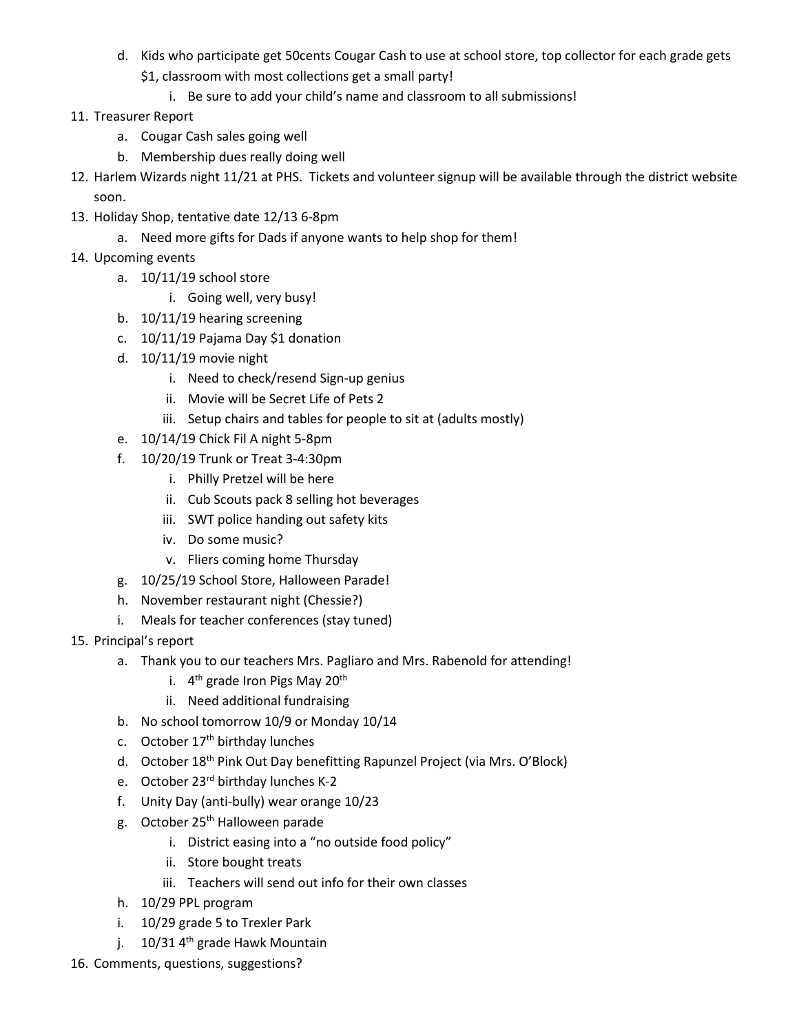d. Kids who participate get 50cents Cougar Cash to use at school store, top collector for each grade gets $1, classroom with most collections get a small party!
      i. Be sure to add your child's name and classroom to all submissions!

11. Treasurer Report
    a. Cougar Cash sales going well
    b. Membership dues really doing well
12. Harlem Wizards night 11/21 at PHS. Tickets and volunteer signup will be available through the district website soon.
13. Holiday Shop, tentative date 12/13 6-8pm
    a. Need more gifts for Dads if anyone wants to help shop for them!
14. Upcoming events
    a. 10/11/19 school store
       i. Going well, very busy!
    b. 10/11/19 hearing screening
    c. 10/11/19 Pajama Day $1 donation
    d. 10/11/19 movie night
       i. Need to check/resend Sign-up genius
       ii. Movie will be Secret Life of Pets 2
       iii. Setup chairs and tables for people to sit at (adults mostly)
    e. 10/14/19 Chick Fil A night 5-8pm
    f. 10/20/19 Trunk or Treat 3-4:30pm
       i. Philly Pretzel will be here
       ii. Cub Scouts pack 8 selling hot beverages
       iii. SWT police handing out safety kits
       iv. Do some music?
       v. Fliers coming home Thursday
    g. 10/25/19 School Store, Halloween Parade!
    h. November restaurant night (Chessie?)
    i. Meals for teacher conferences (stay tuned)
15. Principal's report
    a. Thank you to our teachers Mrs. Pagliaro and Mrs. Rabenold for attending!
       i. 4th grade Iron Pigs May 20th
       ii. Need additional fundraising
    b. No school tomorrow 10/9 or Monday 10/14
    c. October 17th birthday lunches
    d. October 18th Pink Out Day benefitting Rapunzel Project (via Mrs. O'Block)
    e. October 23rd birthday lunches K-2
    f. Unity Day (anti-bully) wear orange 10/23
    g. October 25th Halloween parade
       i. District easing into a "no outside food policy"
       ii. Store bought treats
       iii. Teachers will send out info for their own classes
    h. 10/29 PPL program
    i. 10/29 grade 5 to Trexler Park
    j. 10/31 4th grade Hawk Mountain
16. Comments, questions, suggestions?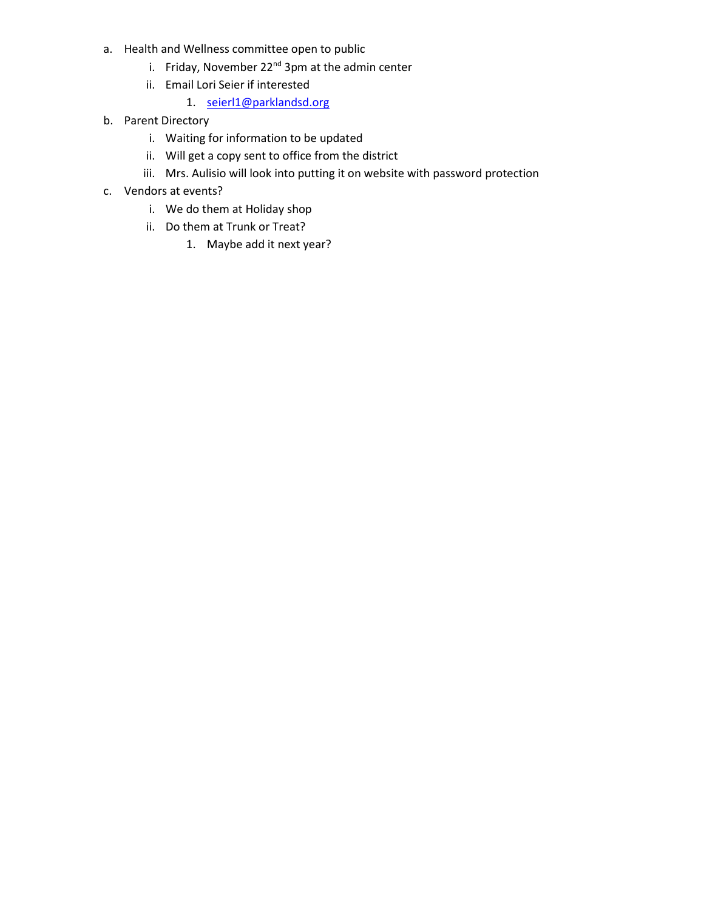a. Health and Wellness committee open to public
   i. Friday, November 22nd 3pm at the admin center
   ii. Email Lori Seier if interested
      1. seierl1@parklandsd.org
b. Parent Directory
   i. Waiting for information to be updated
   ii. Will get a copy sent to office from the district
   iii. Mrs. Aulisio will look into putting it on website with password protection
c. Vendors at events?
   i. We do them at Holiday shop
   ii. Do them at Trunk or Treat?
      1. Maybe add it next year?